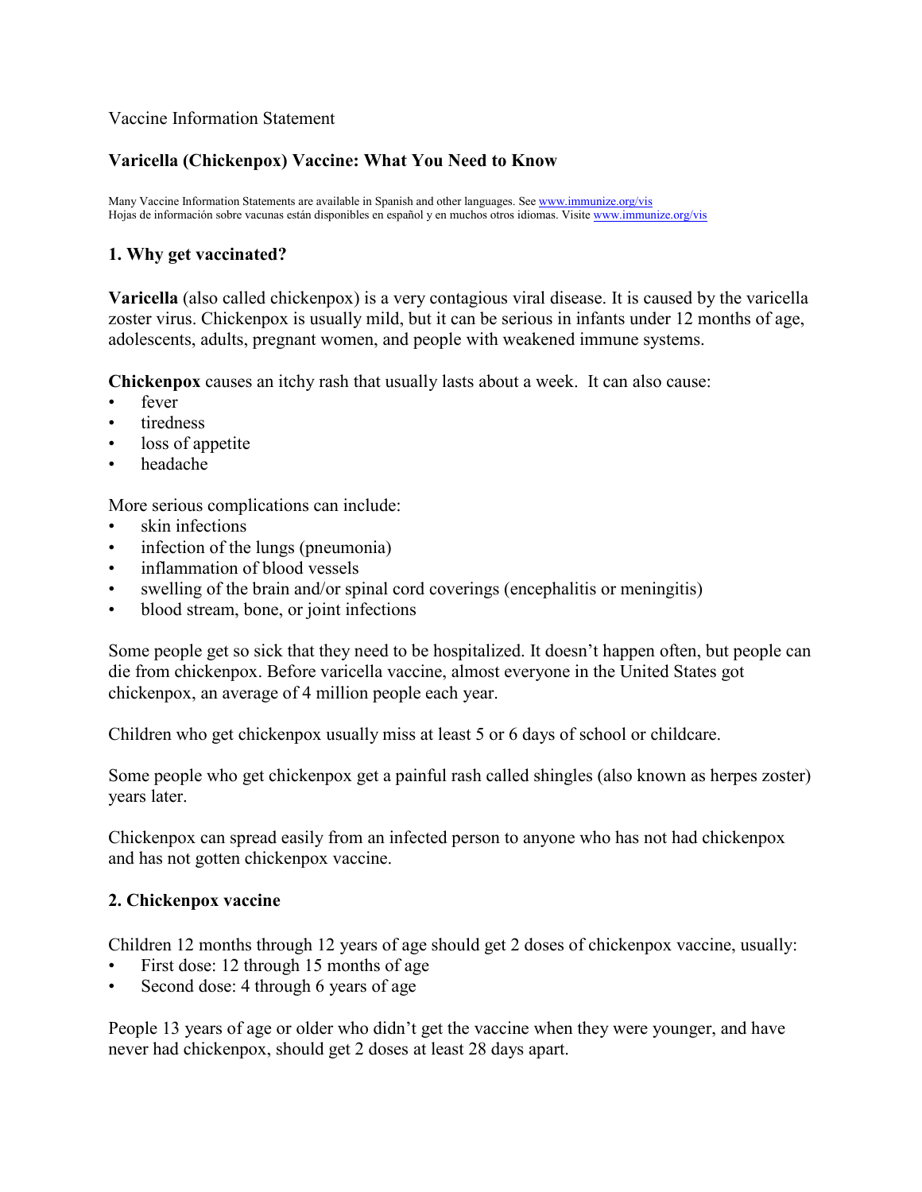Vaccine Information Statement

# Varicella (Chickenpox) Vaccine: What You Need to Know

Many Vaccine Information Statements are available in Spanish and other languages. See [www.immunize.org/vis](www.immunize.org/vis)
Hojas de información sobre vacunas están disponibles en español y en muchos otros idiomas. Visite [www.immunize.org/vis](www.immunize.org/vis)

## 1. Why get vaccinated?

**Varicella** (also called chickenpox) is a very contagious viral disease. It is caused by the varicella zoster virus. Chickenpox is usually mild, but it can be serious in infants under 12 months of age, adolescents, adults, pregnant women, and people with weakened immune systems.

**Chickenpox** causes an itchy rash that usually lasts about a week. It can also cause:

- fever
- tiredness
- loss of appetite
- headache

More serious complications can include:

- skin infections
- infection of the lungs (pneumonia)
- inflammation of blood vessels
- swelling of the brain and/or spinal cord coverings (encephalitis or meningitis)
- blood stream, bone, or joint infections

Some people get so sick that they need to be hospitalized. It doesn't happen often, but people can die from chickenpox. Before varicella vaccine, almost everyone in the United States got chickenpox, an average of 4 million people each year.

Children who get chickenpox usually miss at least 5 or 6 days of school or childcare.

Some people who get chickenpox get a painful rash called shingles (also known as herpes zoster) years later.

Chickenpox can spread easily from an infected person to anyone who has not had chickenpox and has not gotten chickenpox vaccine.

## 2. Chickenpox vaccine

Children 12 months through 12 years of age should get 2 doses of chickenpox vaccine, usually:

- First dose: 12 through 15 months of age
- Second dose: 4 through 6 years of age

People 13 years of age or older who didn't get the vaccine when they were younger, and have never had chickenpox, should get 2 doses at least 28 days apart.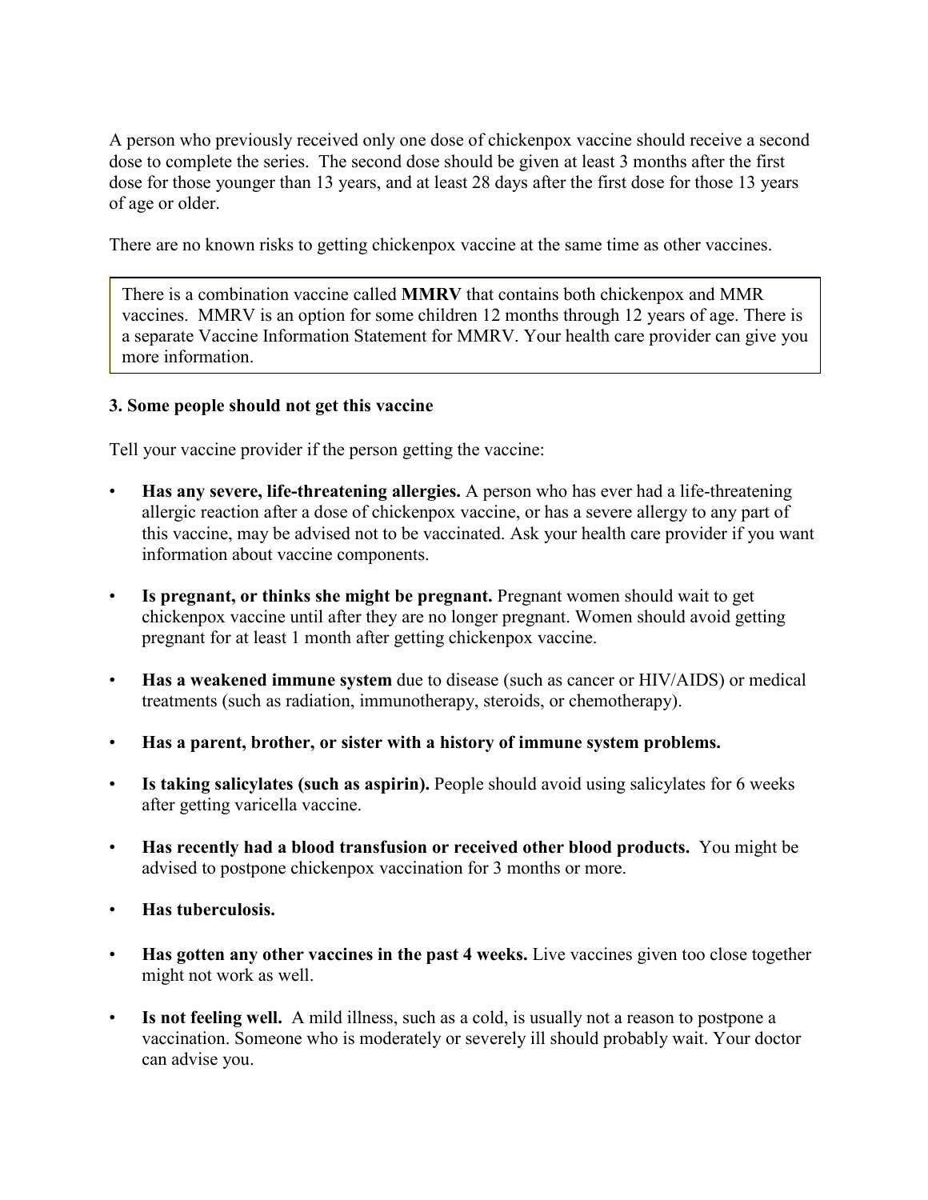A person who previously received only one dose of chickenpox vaccine should receive a second dose to complete the series. The second dose should be given at least 3 months after the first dose for those younger than 13 years, and at least 28 days after the first dose for those 13 years of age or older.

There are no known risks to getting chickenpox vaccine at the same time as other vaccines.

> There is a combination vaccine called **MMRV** that contains both chickenpox and MMR vaccines. MMRV is an option for some children 12 months through 12 years of age. There is a separate Vaccine Information Statement for MMRV. Your health care provider can give you more information.

### 3. Some people should not get this vaccine

Tell your vaccine provider if the person getting the vaccine:

- **Has any severe, life-threatening allergies.** A person who has ever had a life-threatening allergic reaction after a dose of chickenpox vaccine, or has a severe allergy to any part of this vaccine, may be advised not to be vaccinated. Ask your health care provider if you want information about vaccine components.

- **Is pregnant, or thinks she might be pregnant.** Pregnant women should wait to get chickenpox vaccine until after they are no longer pregnant. Women should avoid getting pregnant for at least 1 month after getting chickenpox vaccine.

- **Has a weakened immune system** due to disease (such as cancer or HIV/AIDS) or medical treatments (such as radiation, immunotherapy, steroids, or chemotherapy).

- **Has a parent, brother, or sister with a history of immune system problems.**

- **Is taking salicylates (such as aspirin).** People should avoid using salicylates for 6 weeks after getting varicella vaccine.

- **Has recently had a blood transfusion or received other blood products.** You might be advised to postpone chickenpox vaccination for 3 months or more.

- **Has tuberculosis.**

- **Has gotten any other vaccines in the past 4 weeks.** Live vaccines given too close together might not work as well.

- **Is not feeling well.** A mild illness, such as a cold, is usually not a reason to postpone a vaccination. Someone who is moderately or severely ill should probably wait. Your doctor can advise you.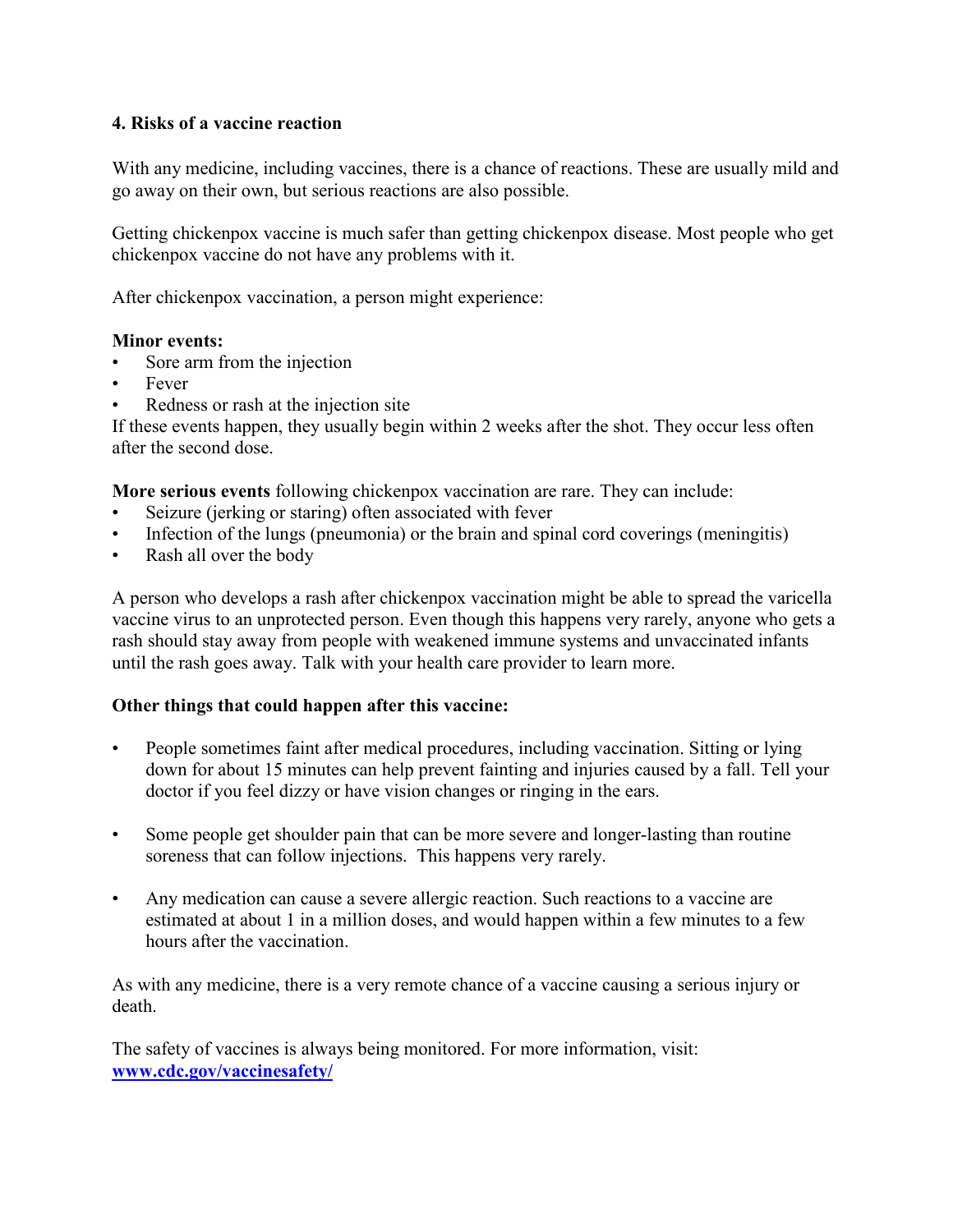## 4. Risks of a vaccine reaction

With any medicine, including vaccines, there is a chance of reactions. These are usually mild and go away on their own, but serious reactions are also possible.

Getting chickenpox vaccine is much safer than getting chickenpox disease. Most people who get chickenpox vaccine do not have any problems with it.

After chickenpox vaccination, a person might experience:

**Minor events:**

- Sore arm from the injection
- Fever
- Redness or rash at the injection site

If these events happen, they usually begin within 2 weeks after the shot. They occur less often after the second dose.

**More serious events** following chickenpox vaccination are rare. They can include:

- Seizure (jerking or staring) often associated with fever
- Infection of the lungs (pneumonia) or the brain and spinal cord coverings (meningitis)
- Rash all over the body

A person who develops a rash after chickenpox vaccination might be able to spread the varicella vaccine virus to an unprotected person. Even though this happens very rarely, anyone who gets a rash should stay away from people with weakened immune systems and unvaccinated infants until the rash goes away. Talk with your health care provider to learn more.

**Other things that could happen after this vaccine:**

- People sometimes faint after medical procedures, including vaccination. Sitting or lying down for about 15 minutes can help prevent fainting and injuries caused by a fall. Tell your doctor if you feel dizzy or have vision changes or ringing in the ears.
- Some people get shoulder pain that can be more severe and longer-lasting than routine soreness that can follow injections. This happens very rarely.
- Any medication can cause a severe allergic reaction. Such reactions to a vaccine are estimated at about 1 in a million doses, and would happen within a few minutes to a few hours after the vaccination.

As with any medicine, there is a very remote chance of a vaccine causing a serious injury or death.

The safety of vaccines is always being monitored. For more information, visit: **[www.cdc.gov/vaccinesafety/](www.cdc.gov/vaccinesafety/)**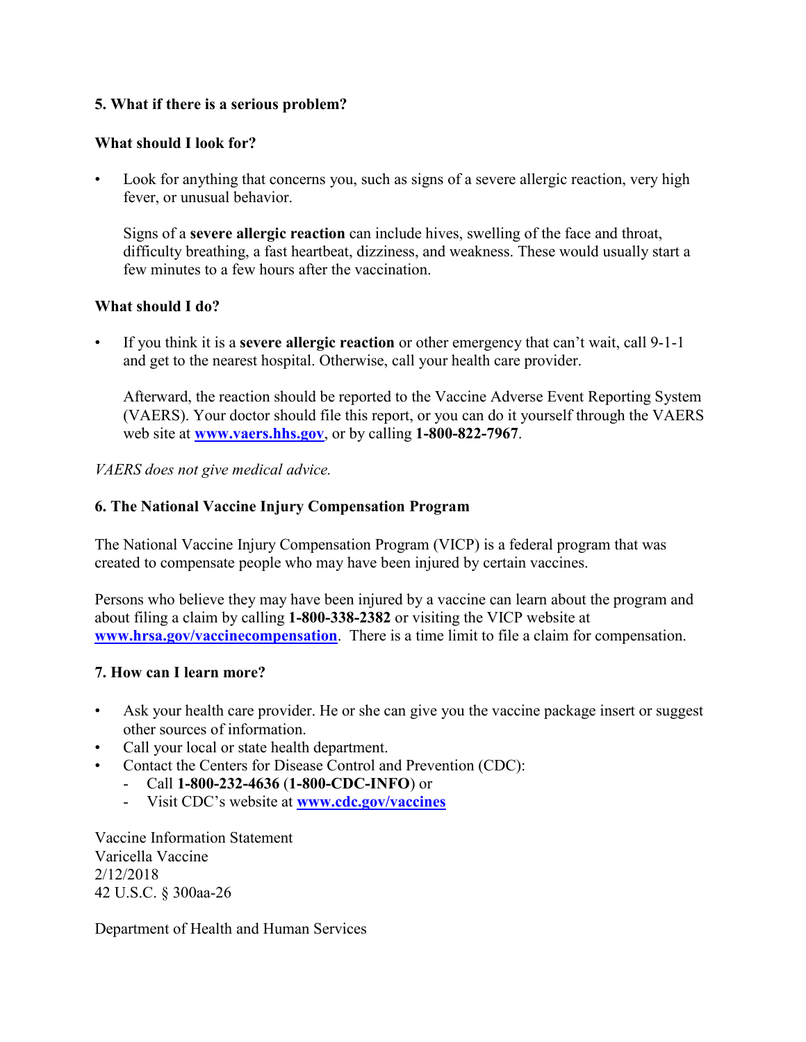## 5. What if there is a serious problem?

### What should I look for?

- Look for anything that concerns you, such as signs of a severe allergic reaction, very high fever, or unusual behavior.

  Signs of a **severe allergic reaction** can include hives, swelling of the face and throat, difficulty breathing, a fast heartbeat, dizziness, and weakness. These would usually start a few minutes to a few hours after the vaccination.

### What should I do?

- If you think it is a **severe allergic reaction** or other emergency that can't wait, call 9-1-1 and get to the nearest hospital. Otherwise, call your health care provider.

  Afterward, the reaction should be reported to the Vaccine Adverse Event Reporting System (VAERS). Your doctor should file this report, or you can do it yourself through the VAERS web site at **[www.vaers.hhs.gov](http://www.vaers.hhs.gov)**, or by calling **1-800-822-7967**.

*VAERS does not give medical advice.*

## 6. The National Vaccine Injury Compensation Program

The National Vaccine Injury Compensation Program (VICP) is a federal program that was created to compensate people who may have been injured by certain vaccines.

Persons who believe they may have been injured by a vaccine can learn about the program and about filing a claim by calling **1-800-338-2382** or visiting the VICP website at **[www.hrsa.gov/vaccinecompensation](http://www.hrsa.gov/vaccinecompensation)**. There is a time limit to file a claim for compensation.

## 7. How can I learn more?

- Ask your health care provider. He or she can give you the vaccine package insert or suggest other sources of information.
- Call your local or state health department.
- Contact the Centers for Disease Control and Prevention (CDC):
  - Call **1-800-232-4636** (**1-800-CDC-INFO**) or
  - Visit CDC's website at **[www.cdc.gov/vaccines](http://www.cdc.gov/vaccines)**

Vaccine Information Statement
Varicella Vaccine
2/12/2018
42 U.S.C. § 300aa-26

Department of Health and Human Services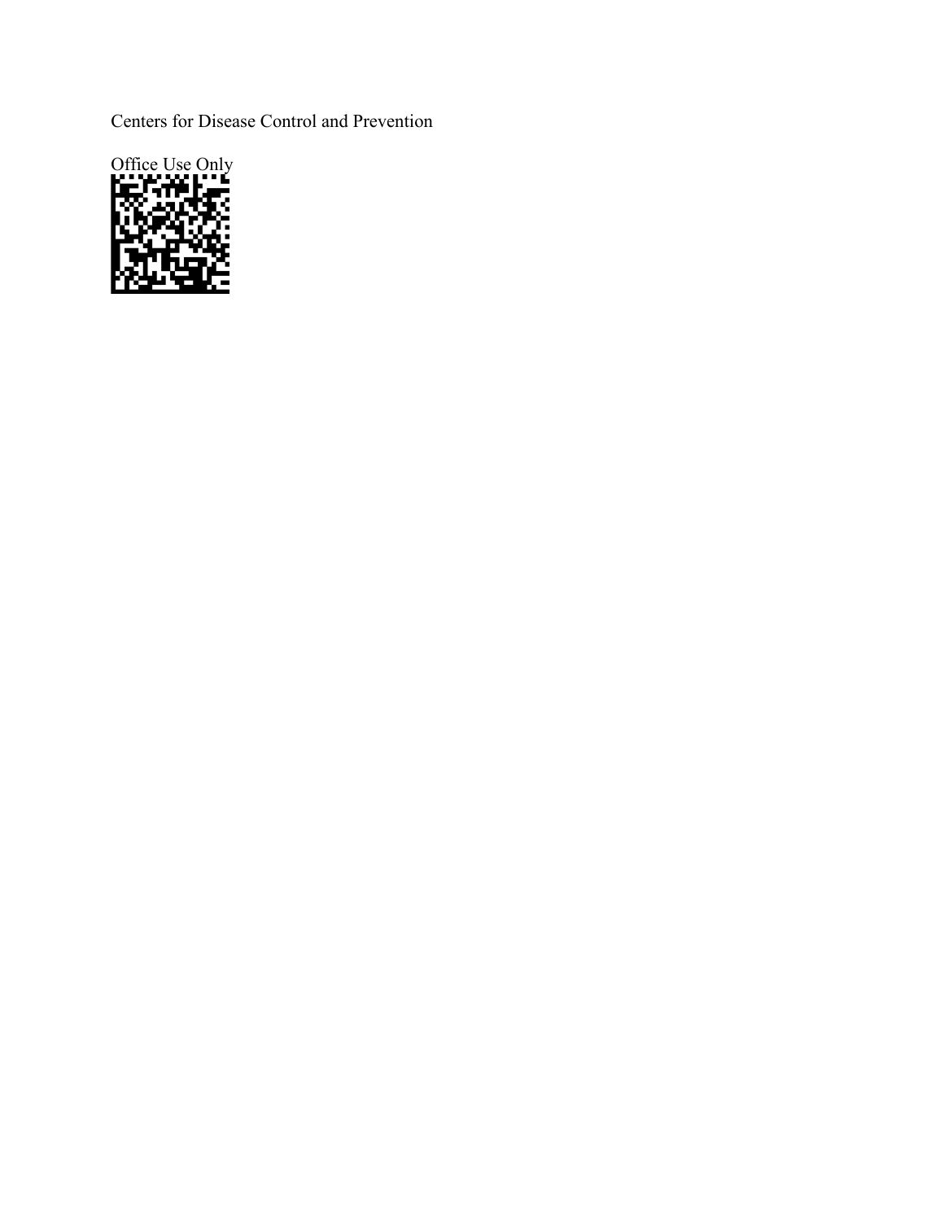Centers for Disease Control and Prevention

Office Use Only